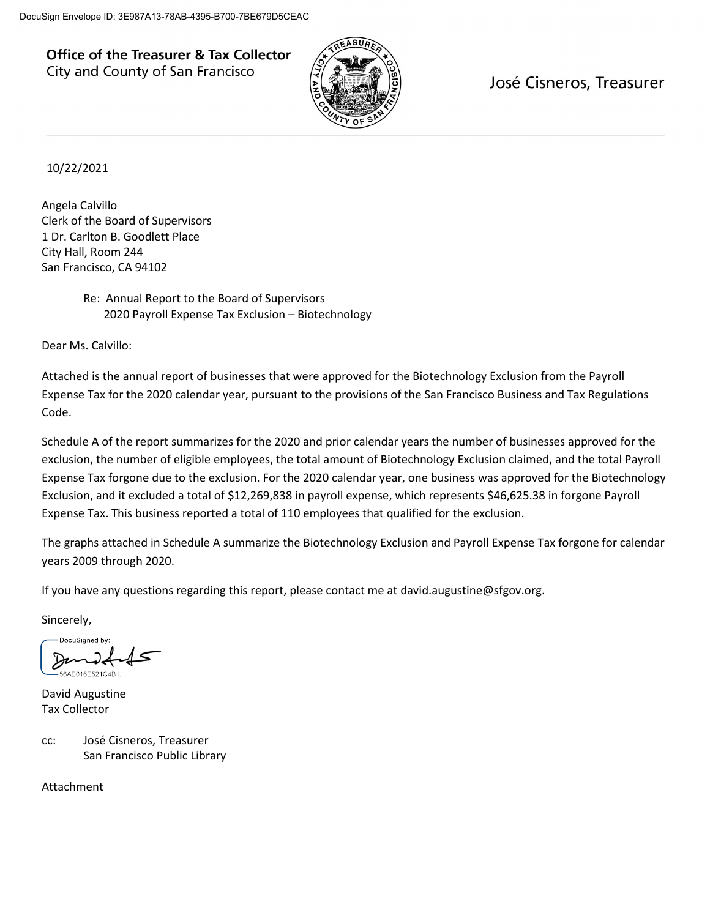DocuSign Envelope ID: 3E987A13-78AB-4395-B700-7BE679D5CEAC

**Office of the Treasurer & Tax Collector**
City and County of San Francisco

José Cisneros, Treasurer

---

10/22/2021

Angela Calvillo
Clerk of the Board of Supervisors
1 Dr. Carlton B. Goodlett Place
City Hall, Room 244
San Francisco, CA 94102

Re: Annual Report to the Board of Supervisors
2020 Payroll Expense Tax Exclusion – Biotechnology

Dear Ms. Calvillo:

Attached is the annual report of businesses that were approved for the Biotechnology Exclusion from the Payroll Expense Tax for the 2020 calendar year, pursuant to the provisions of the San Francisco Business and Tax Regulations Code.

Schedule A of the report summarizes for the 2020 and prior calendar years the number of businesses approved for the exclusion, the number of eligible employees, the total amount of Biotechnology Exclusion claimed, and the total Payroll Expense Tax forgone due to the exclusion. For the 2020 calendar year, one business was approved for the Biotechnology Exclusion, and it excluded a total of $12,269,838 in payroll expense, which represents $46,625.38 in forgone Payroll Expense Tax. This business reported a total of 110 employees that qualified for the exclusion.

The graphs attached in Schedule A summarize the Biotechnology Exclusion and Payroll Expense Tax forgone for calendar years 2009 through 2020.

If you have any questions regarding this report, please contact me at david.augustine@sfgov.org.

Sincerely,

DocuSigned by:
56AB018E521C4B1...

David Augustine
Tax Collector

cc: José Cisneros, Treasurer
San Francisco Public Library

Attachment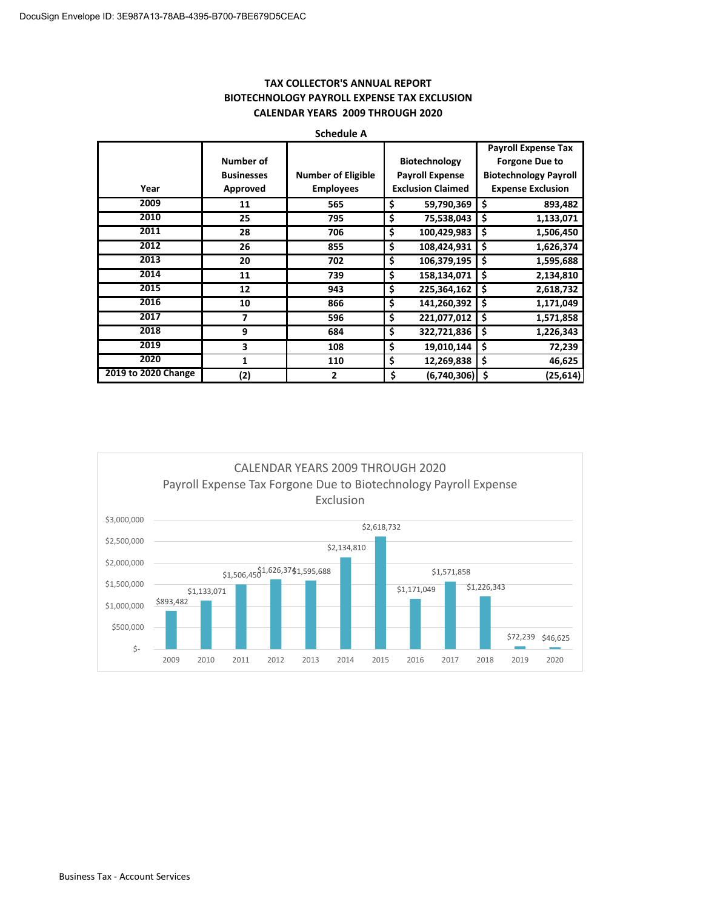# TAX COLLECTOR'S ANNUAL REPORT
## BIOTECHNOLOGY PAYROLL EXPENSE TAX EXCLUSION
## CALENDAR YEARS 2009 THROUGH 2020

**Schedule A**

| Year | Number of Businesses Approved | Number of Eligible Employees | Biotechnology Payroll Expense Exclusion Claimed | Payroll Expense Tax Forgone Due to Biotechnology Payroll Expense Exclusion |
|---|---|---|---|---|
| 2009 | 11 | 565 | $ 59,790,369 | $ 893,482 |
| 2010 | 25 | 795 | $ 75,538,043 | $ 1,133,071 |
| 2011 | 28 | 706 | $ 100,429,983 | $ 1,506,450 |
| 2012 | 26 | 855 | $ 108,424,931 | $ 1,626,374 |
| 2013 | 20 | 702 | $ 106,379,195 | $ 1,595,688 |
| 2014 | 11 | 739 | $ 158,134,071 | $ 2,134,810 |
| 2015 | 12 | 943 | $ 225,364,162 | $ 2,618,732 |
| 2016 | 10 | 866 | $ 141,260,392 | $ 1,171,049 |
| 2017 | 7 | 596 | $ 221,077,012 | $ 1,571,858 |
| 2018 | 9 | 684 | $ 322,721,836 | $ 1,226,343 |
| 2019 | 3 | 108 | $ 19,010,144 | $ 72,239 |
| 2020 | 1 | 110 | $ 12,269,838 | $ 46,625 |
| 2019 to 2020 Change | (2) | 2 | $ (6,740,306) | $ (25,614) |

CALENDAR YEARS 2009 THROUGH 2020
Payroll Expense Tax Forgone Due to Biotechnology Payroll Expense Exclusion

| Year | Payroll Expense Tax Forgone |
|---|---|
| 2009 | $893,482 |
| 2010 | $1,133,071 |
| 2011 | $1,506,450 |
| 2012 | $1,626,374 |
| 2013 | $1,595,688 |
| 2014 | $2,134,810 |
| 2015 | $2,618,732 |
| 2016 | $1,171,049 |
| 2017 | $1,571,858 |
| 2018 | $1,226,343 |
| 2019 | $72,239 |
| 2020 | $46,625 |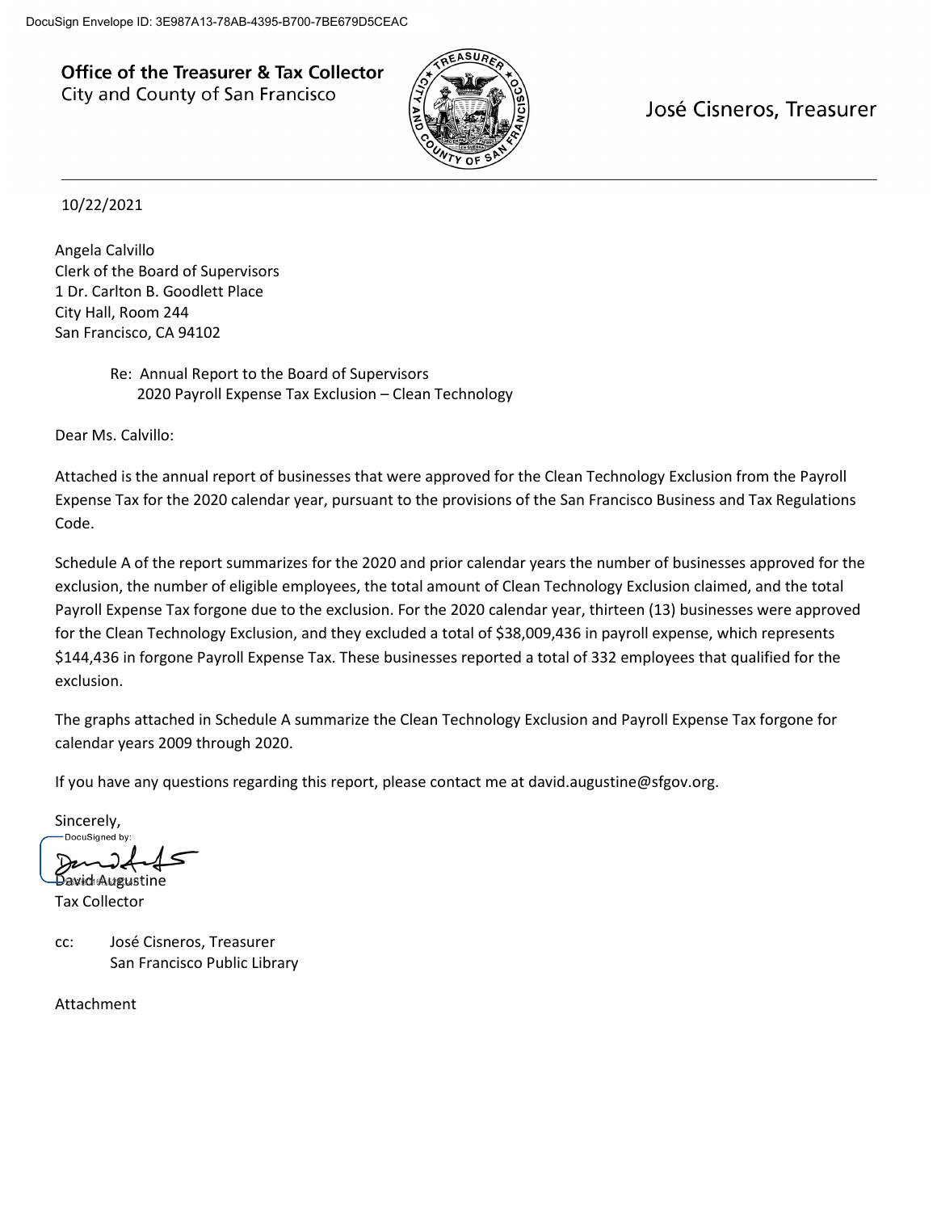DocuSign Envelope ID: 3E987A13-78AB-4395-B700-7BE679D5CEAC

**Office of the Treasurer & Tax Collector**
City and County of San Francisco

José Cisneros, Treasurer

---

10/22/2021

Angela Calvillo
Clerk of the Board of Supervisors
1 Dr. Carlton B. Goodlett Place
City Hall, Room 244
San Francisco, CA 94102

Re: Annual Report to the Board of Supervisors
2020 Payroll Expense Tax Exclusion – Clean Technology

Dear Ms. Calvillo:

Attached is the annual report of businesses that were approved for the Clean Technology Exclusion from the Payroll Expense Tax for the 2020 calendar year, pursuant to the provisions of the San Francisco Business and Tax Regulations Code.

Schedule A of the report summarizes for the 2020 and prior calendar years the number of businesses approved for the exclusion, the number of eligible employees, the total amount of Clean Technology Exclusion claimed, and the total Payroll Expense Tax forgone due to the exclusion. For the 2020 calendar year, thirteen (13) businesses were approved for the Clean Technology Exclusion, and they excluded a total of $38,009,436 in payroll expense, which represents $144,436 in forgone Payroll Expense Tax. These businesses reported a total of 332 employees that qualified for the exclusion.

The graphs attached in Schedule A summarize the Clean Technology Exclusion and Payroll Expense Tax forgone for calendar years 2009 through 2020.

If you have any questions regarding this report, please contact me at david.augustine@sfgov.org.

Sincerely,

David Augustine
Tax Collector

cc: José Cisneros, Treasurer
San Francisco Public Library

Attachment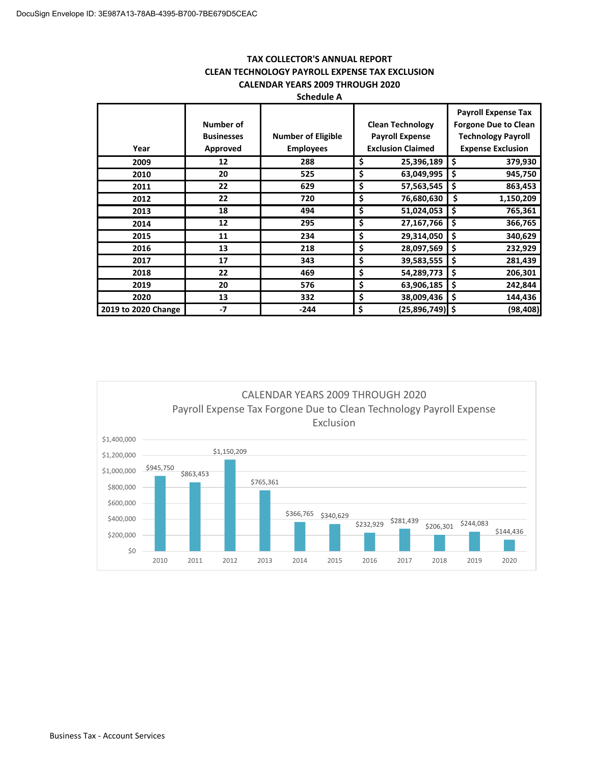**TAX COLLECTOR'S ANNUAL REPORT**
**CLEAN TECHNOLOGY PAYROLL EXPENSE TAX EXCLUSION**
**CALENDAR YEARS 2009 THROUGH 2020**
**Schedule A**

| Year | Number of Businesses Approved | Number of Eligible Employees | Clean Technology Payroll Expense Exclusion Claimed | Payroll Expense Tax Forgone Due to Clean Technology Payroll Expense Exclusion |
|---|---|---|---|---|
| 2009 | 12 | 288 | $ 25,396,189 | $ 379,930 |
| 2010 | 20 | 525 | $ 63,049,995 | $ 945,750 |
| 2011 | 22 | 629 | $ 57,563,545 | $ 863,453 |
| 2012 | 22 | 720 | $ 76,680,630 | $ 1,150,209 |
| 2013 | 18 | 494 | $ 51,024,053 | $ 765,361 |
| 2014 | 12 | 295 | $ 27,167,766 | $ 366,765 |
| 2015 | 11 | 234 | $ 29,314,050 | $ 340,629 |
| 2016 | 13 | 218 | $ 28,097,569 | $ 232,929 |
| 2017 | 17 | 343 | $ 39,583,555 | $ 281,439 |
| 2018 | 22 | 469 | $ 54,289,773 | $ 206,301 |
| 2019 | 20 | 576 | $ 63,906,185 | $ 242,844 |
| 2020 | 13 | 332 | $ 38,009,436 | $ 144,436 |
| 2019 to 2020 Change | -7 | -244 | $ (25,896,749) | $ (98,408) |

CALENDAR YEARS 2009 THROUGH 2020
Payroll Expense Tax Forgone Due to Clean Technology Payroll Expense Exclusion

| Year | Amount |
|---|---|
| 2010 | $945,750 |
| 2011 | $863,453 |
| 2012 | $1,150,209 |
| 2013 | $765,361 |
| 2014 | $366,765 |
| 2015 | $340,629 |
| 2016 | $232,929 |
| 2017 | $281,439 |
| 2018 | $206,301 |
| 2019 | $244,083 |
| 2020 | $144,436 |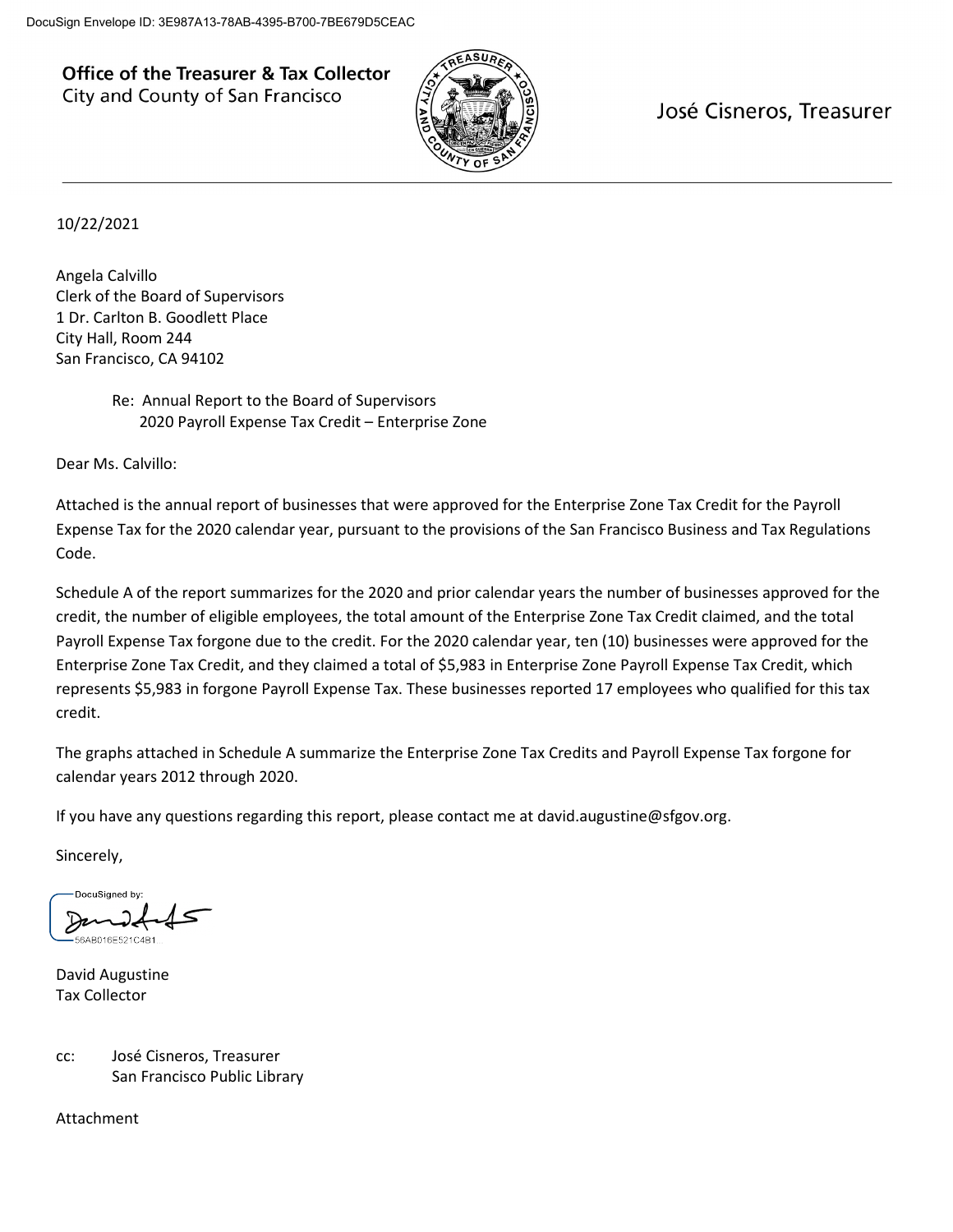DocuSign Envelope ID: 3E987A13-78AB-4395-B700-7BE679D5CEAC

**Office of the Treasurer & Tax Collector**
City and County of San Francisco

José Cisneros, Treasurer

---

10/22/2021

Angela Calvillo
Clerk of the Board of Supervisors
1 Dr. Carlton B. Goodlett Place
City Hall, Room 244
San Francisco, CA 94102

Re: Annual Report to the Board of Supervisors
2020 Payroll Expense Tax Credit – Enterprise Zone

Dear Ms. Calvillo:

Attached is the annual report of businesses that were approved for the Enterprise Zone Tax Credit for the Payroll Expense Tax for the 2020 calendar year, pursuant to the provisions of the San Francisco Business and Tax Regulations Code.

Schedule A of the report summarizes for the 2020 and prior calendar years the number of businesses approved for the credit, the number of eligible employees, the total amount of the Enterprise Zone Tax Credit claimed, and the total Payroll Expense Tax forgone due to the credit. For the 2020 calendar year, ten (10) businesses were approved for the Enterprise Zone Tax Credit, and they claimed a total of $5,983 in Enterprise Zone Payroll Expense Tax Credit, which represents $5,983 in forgone Payroll Expense Tax. These businesses reported 17 employees who qualified for this tax credit.

The graphs attached in Schedule A summarize the Enterprise Zone Tax Credits and Payroll Expense Tax forgone for calendar years 2012 through 2020.

If you have any questions regarding this report, please contact me at david.augustine@sfgov.org.

Sincerely,

DocuSigned by:
56AB016E521C4B1...

David Augustine
Tax Collector

cc: José Cisneros, Treasurer
San Francisco Public Library

Attachment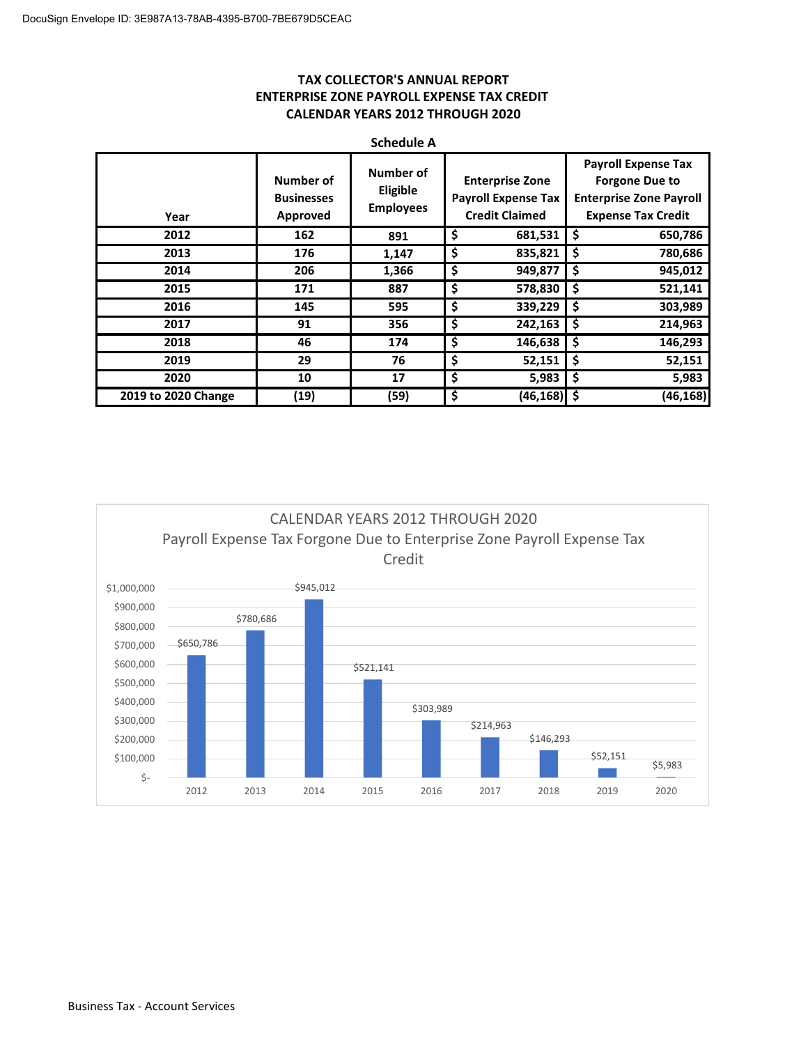# TAX COLLECTOR'S ANNUAL REPORT
## ENTERPRISE ZONE PAYROLL EXPENSE TAX CREDIT
## CALENDAR YEARS 2012 THROUGH 2020

### Schedule A

| Year | Number of Businesses Approved | Number of Eligible Employees | Enterprise Zone Payroll Expense Tax Credit Claimed | Payroll Expense Tax Forgone Due to Enterprise Zone Payroll Expense Tax Credit |
|---|---|---|---|---|
| 2012 | 162 | 891 | $ 681,531 | $ 650,786 |
| 2013 | 176 | 1,147 | $ 835,821 | $ 780,686 |
| 2014 | 206 | 1,366 | $ 949,877 | $ 945,012 |
| 2015 | 171 | 887 | $ 578,830 | $ 521,141 |
| 2016 | 145 | 595 | $ 339,229 | $ 303,989 |
| 2017 | 91 | 356 | $ 242,163 | $ 214,963 |
| 2018 | 46 | 174 | $ 146,638 | $ 146,293 |
| 2019 | 29 | 76 | $ 52,151 | $ 52,151 |
| 2020 | 10 | 17 | $ 5,983 | $ 5,983 |
| 2019 to 2020 Change | (19) | (59) | $ (46,168) | $ (46,168) |

CALENDAR YEARS 2012 THROUGH 2020

Payroll Expense Tax Forgone Due to Enterprise Zone Payroll Expense Tax Credit

| Year | 2012 | 2013 | 2014 | 2015 | 2016 | 2017 | 2018 | 2019 | 2020 |
|---|---|---|---|---|---|---|---|---|---|
| Amount | $650,786 | $780,686 | $945,012 | $521,141 | $303,989 | $214,963 | $146,293 | $52,151 | $5,983 |